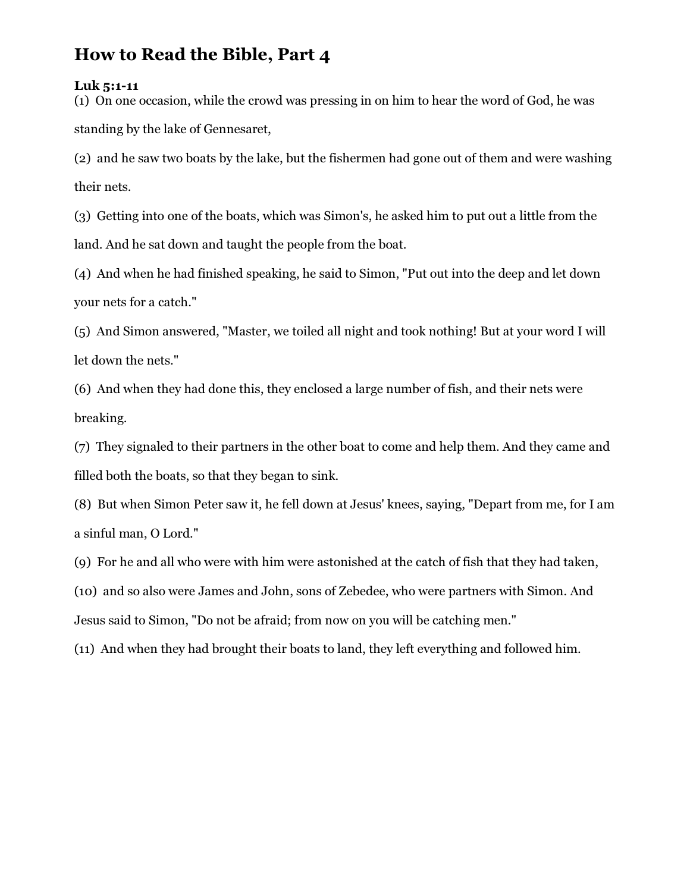# How to Read the Bible, Part 4

**Luk 5:1-11**

(1) On one occasion, while the crowd was pressing in on him to hear the word of God, he was standing by the lake of Gennesaret,

(2) and he saw two boats by the lake, but the fishermen had gone out of them and were washing their nets.

(3) Getting into one of the boats, which was Simon's, he asked him to put out a little from the land. And he sat down and taught the people from the boat.

(4) And when he had finished speaking, he said to Simon, "Put out into the deep and let down your nets for a catch."

(5) And Simon answered, "Master, we toiled all night and took nothing! But at your word I will let down the nets."

(6) And when they had done this, they enclosed a large number of fish, and their nets were breaking.

(7) They signaled to their partners in the other boat to come and help them. And they came and filled both the boats, so that they began to sink.

(8) But when Simon Peter saw it, he fell down at Jesus' knees, saying, "Depart from me, for I am a sinful man, O Lord."

(9) For he and all who were with him were astonished at the catch of fish that they had taken,

(10) and so also were James and John, sons of Zebedee, who were partners with Simon. And Jesus said to Simon, "Do not be afraid; from now on you will be catching men."

(11) And when they had brought their boats to land, they left everything and followed him.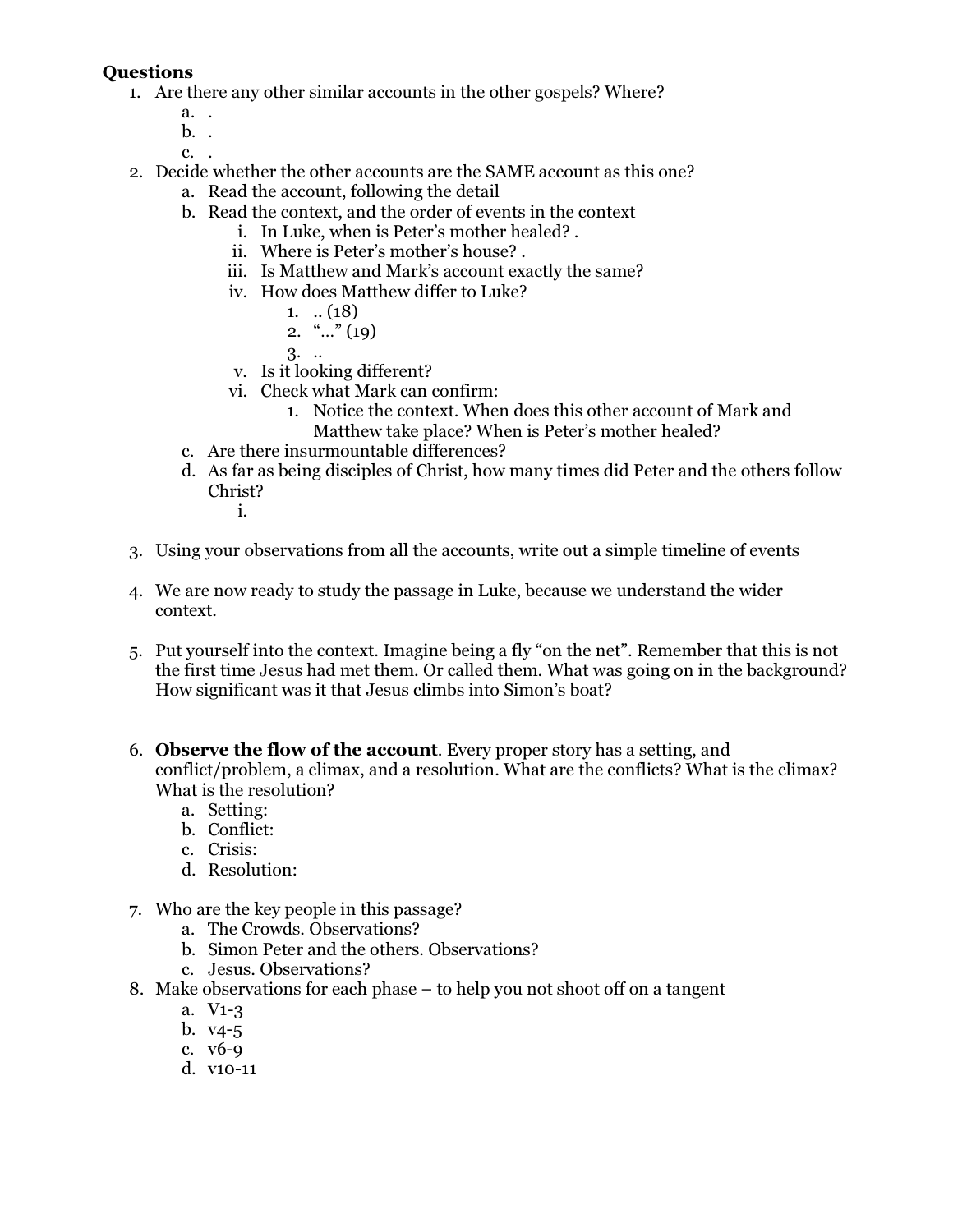**Questions**

1. Are there any other similar accounts in the other gospels? Where?
    a. .
    b. .
    c. .
2. Decide whether the other accounts are the SAME account as this one?
    a. Read the account, following the detail
    b. Read the context, and the order of events in the context
        i. In Luke, when is Peter's mother healed? .
        ii. Where is Peter's mother's house? .
        iii. Is Matthew and Mark's account exactly the same?
        iv. How does Matthew differ to Luke?
            1. .. (18)
            2. "…" (19)
            3. ..
        v. Is it looking different?
        vi. Check what Mark can confirm:
            1. Notice the context. When does this other account of Mark and Matthew take place? When is Peter's mother healed?
    c. Are there insurmountable differences?
    d. As far as being disciples of Christ, how many times did Peter and the others follow Christ?
        i.
3. Using your observations from all the accounts, write out a simple timeline of events
4. We are now ready to study the passage in Luke, because we understand the wider context.
5. Put yourself into the context. Imagine being a fly "on the net". Remember that this is not the first time Jesus had met them. Or called them. What was going on in the background? How significant was it that Jesus climbs into Simon's boat?
6. **Observe the flow of the account**. Every proper story has a setting, and conflict/problem, a climax, and a resolution. What are the conflicts? What is the climax? What is the resolution?
    a. Setting:
    b. Conflict:
    c. Crisis:
    d. Resolution:
7. Who are the key people in this passage?
    a. The Crowds. Observations?
    b. Simon Peter and the others. Observations?
    c. Jesus. Observations?
8. Make observations for each phase – to help you not shoot off on a tangent
    a. V1-3
    b. v4-5
    c. v6-9
    d. v10-11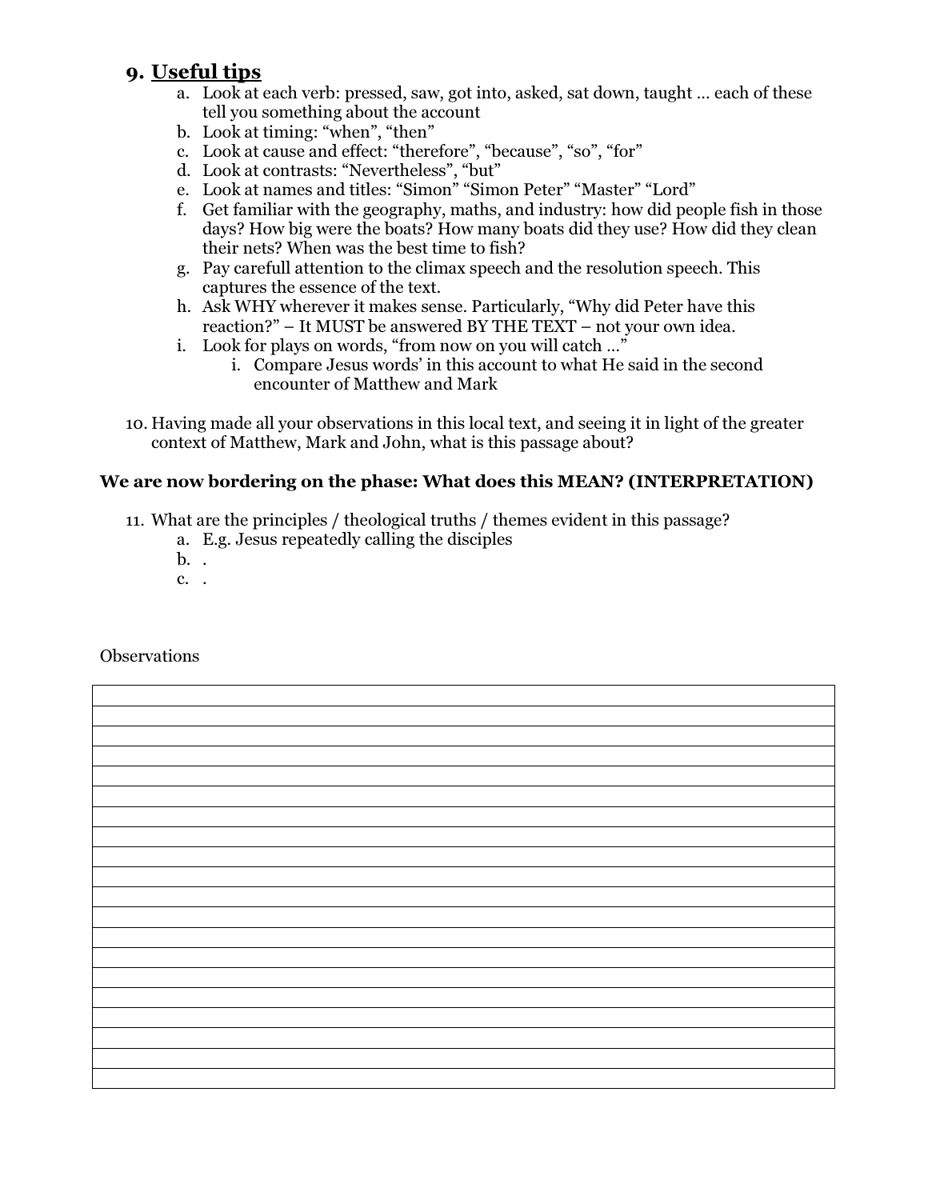## 9. <u>Useful tips</u>

a. Look at each verb: pressed, saw, got into, asked, sat down, taught … each of these tell you something about the account

b. Look at timing: "when", "then"

c. Look at cause and effect: "therefore", "because", "so", "for"

d. Look at contrasts: "Nevertheless", "but"

e. Look at names and titles: "Simon" "Simon Peter" "Master" "Lord"

f. Get familiar with the geography, maths, and industry: how did people fish in those days? How big were the boats? How many boats did they use? How did they clean their nets? When was the best time to fish?

g. Pay carefull attention to the climax speech and the resolution speech. This captures the essence of the text.

h. Ask WHY wherever it makes sense. Particularly, "Why did Peter have this reaction?" – It MUST be answered BY THE TEXT – not your own idea.

i. Look for plays on words, "from now on you will catch …"

   i. Compare Jesus words' in this account to what He said in the second encounter of Matthew and Mark

10. Having made all your observations in this local text, and seeing it in light of the greater context of Matthew, Mark and John, what is this passage about?

**We are now bordering on the phase: What does this MEAN? (INTERPRETATION)**

11. What are the principles / theological truths / themes evident in this passage?

    a. E.g. Jesus repeatedly calling the disciples

    b. .

    c. .

Observations

| |
|---|
| |
| |
| |
| |
| |
| |
| |
| |
| |
| |
| |
| |
| |
| |
| |
| |
| |
| |
| |